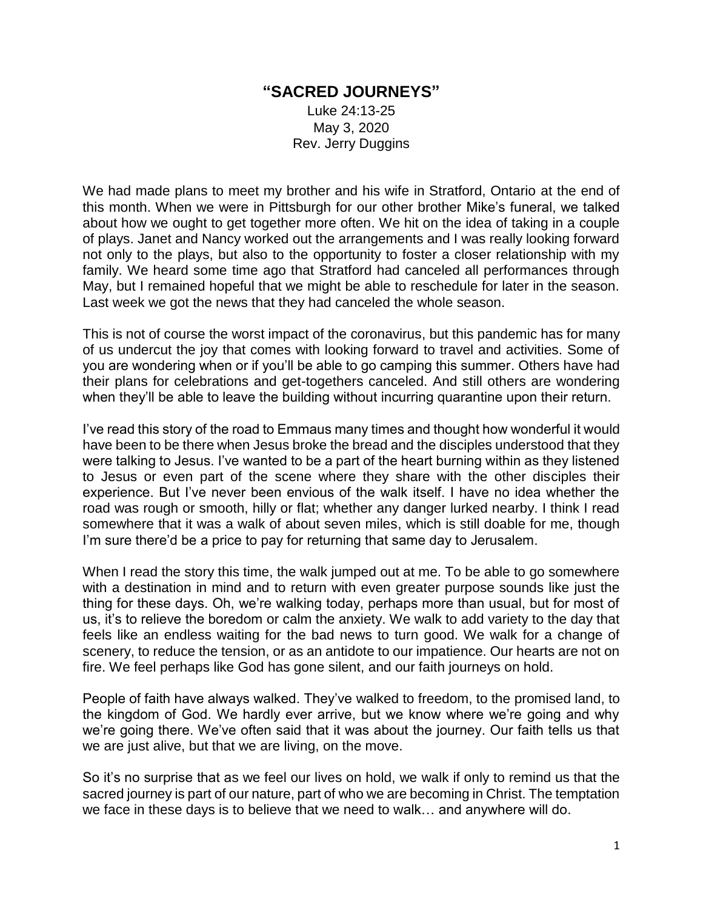# "SACRED JOURNEYS"

Luke 24:13-25
May 3, 2020
Rev. Jerry Duggins

We had made plans to meet my brother and his wife in Stratford, Ontario at the end of this month. When we were in Pittsburgh for our other brother Mike's funeral, we talked about how we ought to get together more often. We hit on the idea of taking in a couple of plays. Janet and Nancy worked out the arrangements and I was really looking forward not only to the plays, but also to the opportunity to foster a closer relationship with my family. We heard some time ago that Stratford had canceled all performances through May, but I remained hopeful that we might be able to reschedule for later in the season. Last week we got the news that they had canceled the whole season.

This is not of course the worst impact of the coronavirus, but this pandemic has for many of us undercut the joy that comes with looking forward to travel and activities. Some of you are wondering when or if you'll be able to go camping this summer. Others have had their plans for celebrations and get-togethers canceled. And still others are wondering when they'll be able to leave the building without incurring quarantine upon their return.

I've read this story of the road to Emmaus many times and thought how wonderful it would have been to be there when Jesus broke the bread and the disciples understood that they were talking to Jesus. I've wanted to be a part of the heart burning within as they listened to Jesus or even part of the scene where they share with the other disciples their experience. But I've never been envious of the walk itself. I have no idea whether the road was rough or smooth, hilly or flat; whether any danger lurked nearby. I think I read somewhere that it was a walk of about seven miles, which is still doable for me, though I'm sure there'd be a price to pay for returning that same day to Jerusalem.

When I read the story this time, the walk jumped out at me. To be able to go somewhere with a destination in mind and to return with even greater purpose sounds like just the thing for these days. Oh, we're walking today, perhaps more than usual, but for most of us, it's to relieve the boredom or calm the anxiety. We walk to add variety to the day that feels like an endless waiting for the bad news to turn good. We walk for a change of scenery, to reduce the tension, or as an antidote to our impatience. Our hearts are not on fire. We feel perhaps like God has gone silent, and our faith journeys on hold.

People of faith have always walked. They've walked to freedom, to the promised land, to the kingdom of God. We hardly ever arrive, but we know where we're going and why we're going there. We've often said that it was about the journey. Our faith tells us that we are just alive, but that we are living, on the move.

So it's no surprise that as we feel our lives on hold, we walk if only to remind us that the sacred journey is part of our nature, part of who we are becoming in Christ. The temptation we face in these days is to believe that we need to walk… and anywhere will do.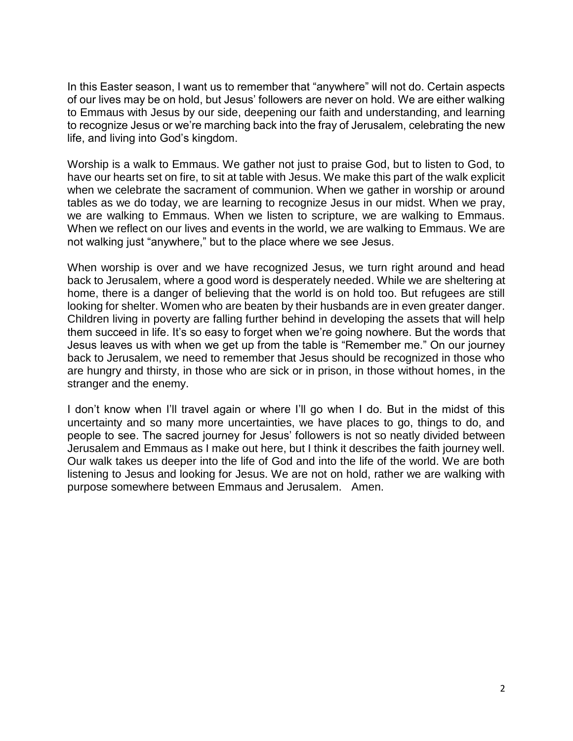In this Easter season, I want us to remember that "anywhere" will not do. Certain aspects of our lives may be on hold, but Jesus' followers are never on hold. We are either walking to Emmaus with Jesus by our side, deepening our faith and understanding, and learning to recognize Jesus or we're marching back into the fray of Jerusalem, celebrating the new life, and living into God's kingdom.

Worship is a walk to Emmaus. We gather not just to praise God, but to listen to God, to have our hearts set on fire, to sit at table with Jesus. We make this part of the walk explicit when we celebrate the sacrament of communion. When we gather in worship or around tables as we do today, we are learning to recognize Jesus in our midst. When we pray, we are walking to Emmaus. When we listen to scripture, we are walking to Emmaus. When we reflect on our lives and events in the world, we are walking to Emmaus. We are not walking just "anywhere," but to the place where we see Jesus.

When worship is over and we have recognized Jesus, we turn right around and head back to Jerusalem, where a good word is desperately needed. While we are sheltering at home, there is a danger of believing that the world is on hold too. But refugees are still looking for shelter. Women who are beaten by their husbands are in even greater danger. Children living in poverty are falling further behind in developing the assets that will help them succeed in life. It's so easy to forget when we're going nowhere. But the words that Jesus leaves us with when we get up from the table is "Remember me." On our journey back to Jerusalem, we need to remember that Jesus should be recognized in those who are hungry and thirsty, in those who are sick or in prison, in those without homes, in the stranger and the enemy.

I don't know when I'll travel again or where I'll go when I do. But in the midst of this uncertainty and so many more uncertainties, we have places to go, things to do, and people to see. The sacred journey for Jesus' followers is not so neatly divided between Jerusalem and Emmaus as I make out here, but I think it describes the faith journey well. Our walk takes us deeper into the life of God and into the life of the world. We are both listening to Jesus and looking for Jesus. We are not on hold, rather we are walking with purpose somewhere between Emmaus and Jerusalem. Amen.